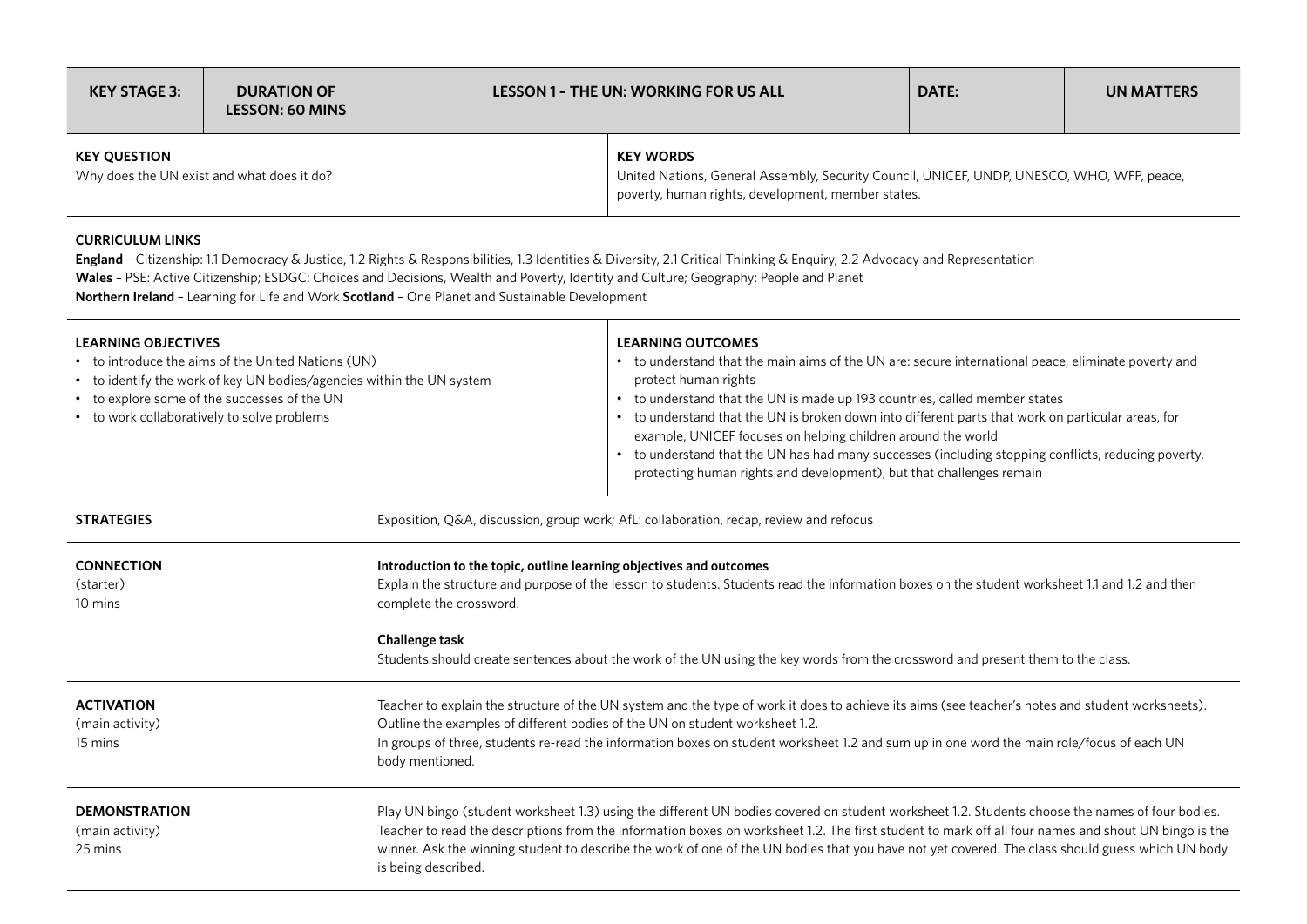| KEY STAGE 3: | DURATION OF LESSON: 60 MINS | LESSON 1 – THE UN: WORKING FOR US ALL | DATE: | UN MATTERS |
| --- | --- | --- | --- | --- |

**KEY QUESTION**
Why does the UN exist and what does it do?

**KEY WORDS**
United Nations, General Assembly, Security Council, UNICEF, UNDP, UNESCO, WHO, WFP, peace, poverty, human rights, development, member states.

**CURRICULUM LINKS**

**England** – Citizenship: 1.1 Democracy & Justice, 1.2 Rights & Responsibilities, 1.3 Identities & Diversity, 2.1 Critical Thinking & Enquiry, 2.2 Advocacy and Representation
**Wales** – PSE: Active Citizenship; ESDGC: Choices and Decisions, Wealth and Poverty, Identity and Culture; Geography: People and Planet
**Northern Ireland** – Learning for Life and Work **Scotland** – One Planet and Sustainable Development

**LEARNING OBJECTIVES**

- to introduce the aims of the United Nations (UN)
- to identify the work of key UN bodies/agencies within the UN system
- to explore some of the successes of the UN
- to work collaboratively to solve problems

**LEARNING OUTCOMES**

- to understand that the main aims of the UN are: secure international peace, eliminate poverty and protect human rights
- to understand that the UN is made up 193 countries, called member states
- to understand that the UN is broken down into different parts that work on particular areas, for example, UNICEF focuses on helping children around the world
- to understand that the UN has had many successes (including stopping conflicts, reducing poverty, protecting human rights and development), but that challenges remain

| | |
| --- | --- |
| **STRATEGIES** | Exposition, Q&A, discussion, group work; AfL: collaboration, recap, review and refocus |
| **CONNECTION** (starter) 10 mins | **Introduction to the topic, outline learning objectives and outcomes** Explain the structure and purpose of the lesson to students. Students read the information boxes on the student worksheet 1.1 and 1.2 and then complete the crossword. **Challenge task** Students should create sentences about the work of the UN using the key words from the crossword and present them to the class. |
| **ACTIVATION** (main activity) 15 mins | Teacher to explain the structure of the UN system and the type of work it does to achieve its aims (see teacher's notes and student worksheets). Outline the examples of different bodies of the UN on student worksheet 1.2. In groups of three, students re-read the information boxes on student worksheet 1.2 and sum up in one word the main role/focus of each UN body mentioned. |
| **DEMONSTRATION** (main activity) 25 mins | Play UN bingo (student worksheet 1.3) using the different UN bodies covered on student worksheet 1.2. Students choose the names of four bodies. Teacher to read the descriptions from the information boxes on worksheet 1.2. The first student to mark off all four names and shout UN bingo is the winner. Ask the winning student to describe the work of one of the UN bodies that you have not yet covered. The class should guess which UN body is being described. |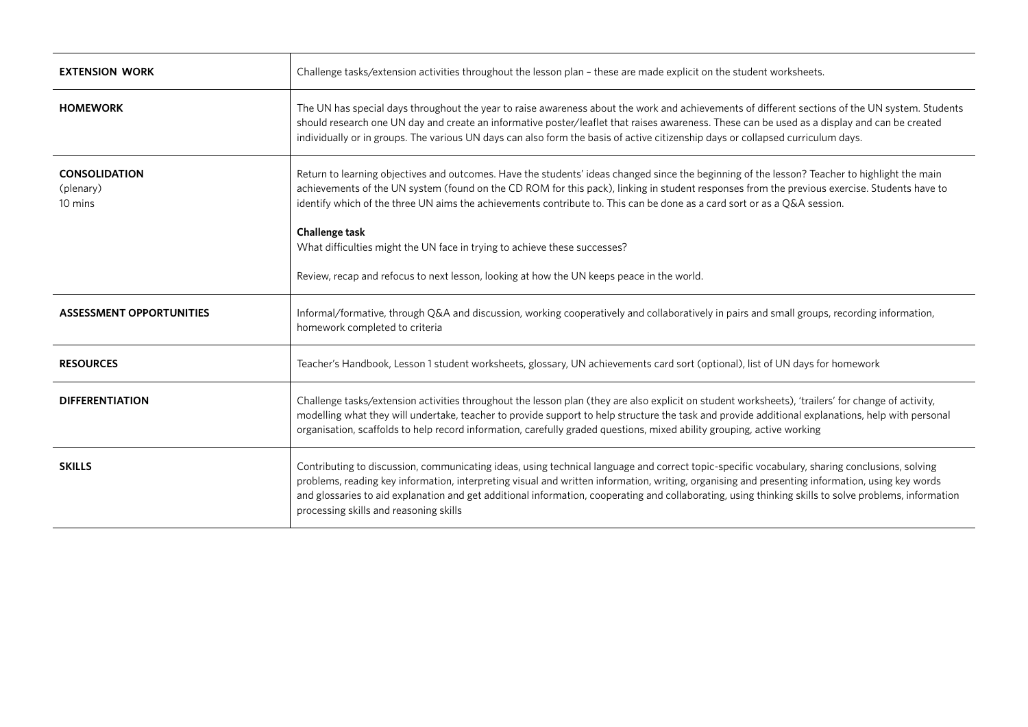| | |
|---|---|
| **EXTENSION WORK** | Challenge tasks/extension activities throughout the lesson plan – these are made explicit on the student worksheets. |
| **HOMEWORK** | The UN has special days throughout the year to raise awareness about the work and achievements of different sections of the UN system. Students should research one UN day and create an informative poster/leaflet that raises awareness. These can be used as a display and can be created individually or in groups. The various UN days can also form the basis of active citizenship days or collapsed curriculum days. |
| **CONSOLIDATION** (plenary) 10 mins | Return to learning objectives and outcomes. Have the students' ideas changed since the beginning of the lesson? Teacher to highlight the main achievements of the UN system (found on the CD ROM for this pack), linking in student responses from the previous exercise. Students have to identify which of the three UN aims the achievements contribute to. This can be done as a card sort or as a Q&A session.<br><br>**Challenge task**<br>What difficulties might the UN face in trying to achieve these successes?<br><br>Review, recap and refocus to next lesson, looking at how the UN keeps peace in the world. |
| **ASSESSMENT OPPORTUNITIES** | Informal/formative, through Q&A and discussion, working cooperatively and collaboratively in pairs and small groups, recording information, homework completed to criteria |
| **RESOURCES** | Teacher's Handbook, Lesson 1 student worksheets, glossary, UN achievements card sort (optional), list of UN days for homework |
| **DIFFERENTIATION** | Challenge tasks/extension activities throughout the lesson plan (they are also explicit on student worksheets), 'trailers' for change of activity, modelling what they will undertake, teacher to provide support to help structure the task and provide additional explanations, help with personal organisation, scaffolds to help record information, carefully graded questions, mixed ability grouping, active working |
| **SKILLS** | Contributing to discussion, communicating ideas, using technical language and correct topic-specific vocabulary, sharing conclusions, solving problems, reading key information, interpreting visual and written information, writing, organising and presenting information, using key words and glossaries to aid explanation and get additional information, cooperating and collaborating, using thinking skills to solve problems, information processing skills and reasoning skills |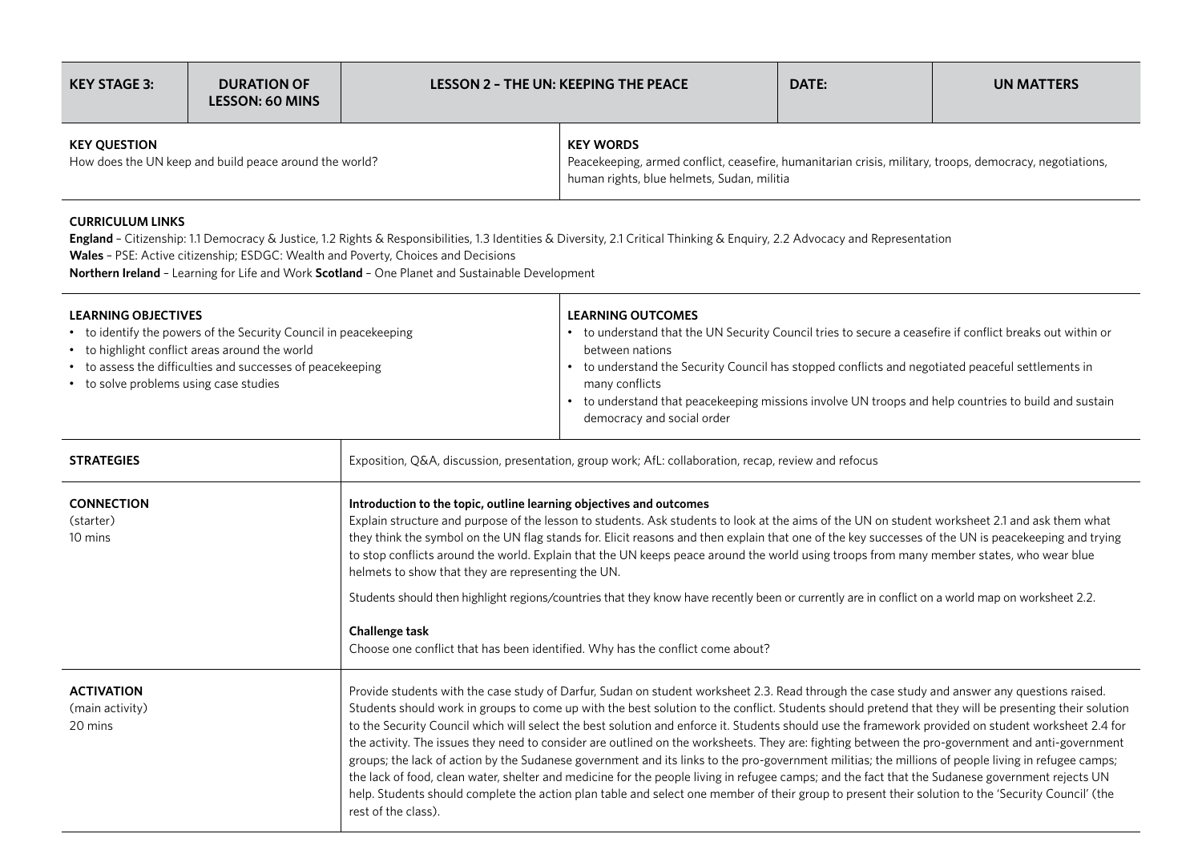| KEY STAGE 3: | DURATION OF LESSON: 60 MINS | LESSON 2 – THE UN: KEEPING THE PEACE | DATE: | UN MATTERS |
|---|---|---|---|---|

**KEY QUESTION**
How does the UN keep and build peace around the world?

**KEY WORDS**
Peacekeeping, armed conflict, ceasefire, humanitarian crisis, military, troops, democracy, negotiations, human rights, blue helmets, Sudan, militia

**CURRICULUM LINKS**
**England** – Citizenship: 1.1 Democracy & Justice, 1.2 Rights & Responsibilities, 1.3 Identities & Diversity, 2.1 Critical Thinking & Enquiry, 2.2 Advocacy and Representation
**Wales** – PSE: Active citizenship; ESDGC: Wealth and Poverty, Choices and Decisions
**Northern Ireland** – Learning for Life and Work **Scotland** – One Planet and Sustainable Development

**LEARNING OBJECTIVES**
- to identify the powers of the Security Council in peacekeeping
- to highlight conflict areas around the world
- to assess the difficulties and successes of peacekeeping
- to solve problems using case studies

**LEARNING OUTCOMES**
- to understand that the UN Security Council tries to secure a ceasefire if conflict breaks out within or between nations
- to understand the Security Council has stopped conflicts and negotiated peaceful settlements in many conflicts
- to understand that peacekeeping missions involve UN troops and help countries to build and sustain democracy and social order

| | |
|---|---|
| **STRATEGIES** | Exposition, Q&A, discussion, presentation, group work; AfL: collaboration, recap, review and refocus |
| **CONNECTION** (starter) 10 mins | **Introduction to the topic, outline learning objectives and outcomes**<br>Explain structure and purpose of the lesson to students. Ask students to look at the aims of the UN on student worksheet 2.1 and ask them what they think the symbol on the UN flag stands for. Elicit reasons and then explain that one of the key successes of the UN is peacekeeping and trying to stop conflicts around the world. Explain that the UN keeps peace around the world using troops from many member states, who wear blue helmets to show that they are representing the UN.<br><br>Students should then highlight regions/countries that they know have recently been or currently are in conflict on a world map on worksheet 2.2.<br><br>**Challenge task**<br>Choose one conflict that has been identified. Why has the conflict come about? |
| **ACTIVATION** (main activity) 20 mins | Provide students with the case study of Darfur, Sudan on student worksheet 2.3. Read through the case study and answer any questions raised. Students should work in groups to come up with the best solution to the conflict. Students should pretend that they will be presenting their solution to the Security Council which will select the best solution and enforce it. Students should use the framework provided on student worksheet 2.4 for the activity. The issues they need to consider are outlined on the worksheets. They are: fighting between the pro-government and anti-government groups; the lack of action by the Sudanese government and its links to the pro-government militias; the millions of people living in refugee camps; the lack of food, clean water, shelter and medicine for the people living in refugee camps; and the fact that the Sudanese government rejects UN help. Students should complete the action plan table and select one member of their group to present their solution to the 'Security Council' (the rest of the class). |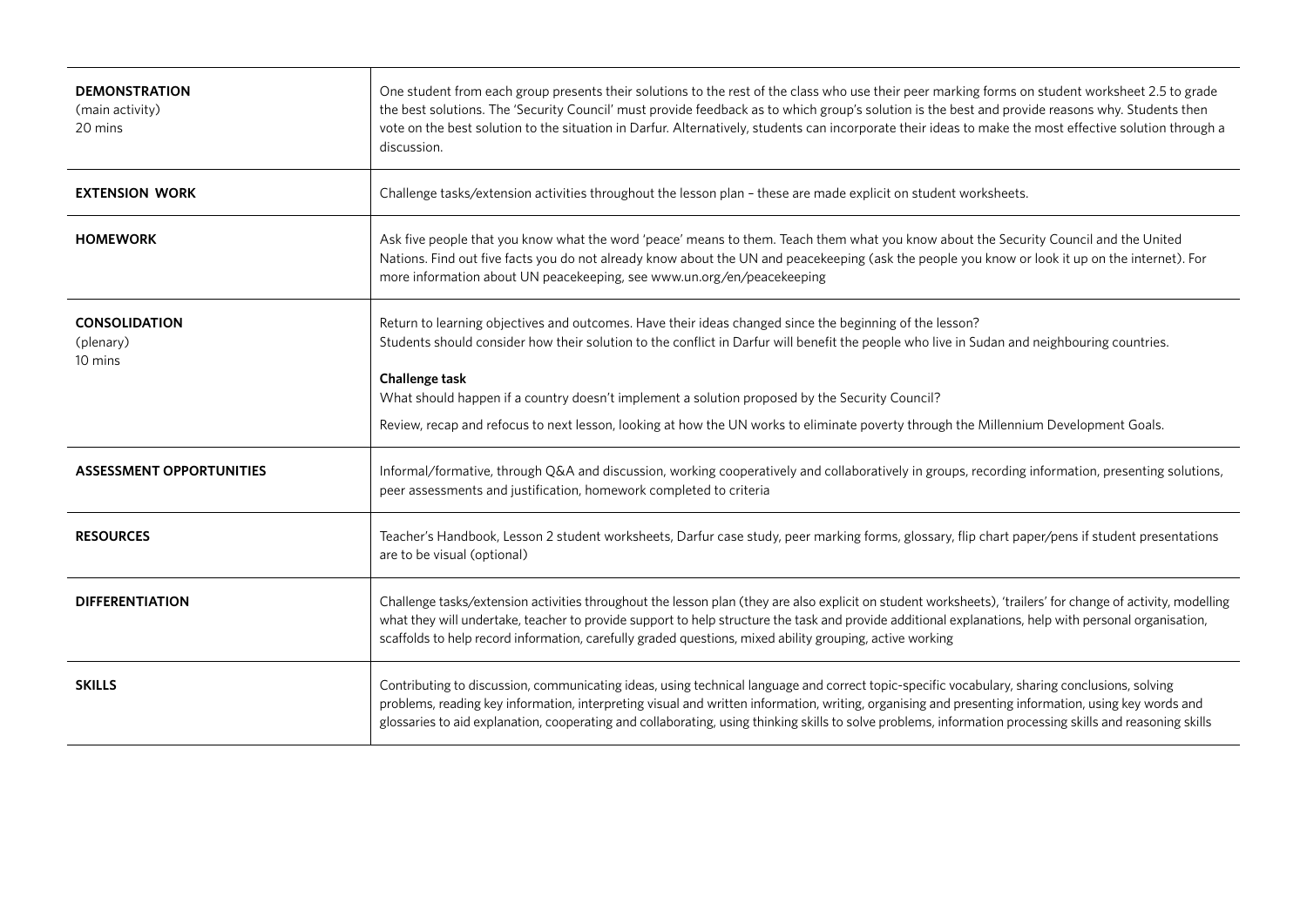| | |
|---|---|
| **DEMONSTRATION** (main activity) 20 mins | One student from each group presents their solutions to the rest of the class who use their peer marking forms on student worksheet 2.5 to grade the best solutions. The 'Security Council' must provide feedback as to which group's solution is the best and provide reasons why. Students then vote on the best solution to the situation in Darfur. Alternatively, students can incorporate their ideas to make the most effective solution through a discussion. |
| **EXTENSION WORK** | Challenge tasks/extension activities throughout the lesson plan – these are made explicit on student worksheets. |
| **HOMEWORK** | Ask five people that you know what the word 'peace' means to them. Teach them what you know about the Security Council and the United Nations. Find out five facts you do not already know about the UN and peacekeeping (ask the people you know or look it up on the internet). For more information about UN peacekeeping, see www.un.org/en/peacekeeping |
| **CONSOLIDATION** (plenary) 10 mins | Return to learning objectives and outcomes. Have their ideas changed since the beginning of the lesson? Students should consider how their solution to the conflict in Darfur will benefit the people who live in Sudan and neighbouring countries.<br><br>**Challenge task**<br>What should happen if a country doesn't implement a solution proposed by the Security Council?<br><br>Review, recap and refocus to next lesson, looking at how the UN works to eliminate poverty through the Millennium Development Goals. |
| **ASSESSMENT OPPORTUNITIES** | Informal/formative, through Q&A and discussion, working cooperatively and collaboratively in groups, recording information, presenting solutions, peer assessments and justification, homework completed to criteria |
| **RESOURCES** | Teacher's Handbook, Lesson 2 student worksheets, Darfur case study, peer marking forms, glossary, flip chart paper/pens if student presentations are to be visual (optional) |
| **DIFFERENTIATION** | Challenge tasks/extension activities throughout the lesson plan (they are also explicit on student worksheets), 'trailers' for change of activity, modelling what they will undertake, teacher to provide support to help structure the task and provide additional explanations, help with personal organisation, scaffolds to help record information, carefully graded questions, mixed ability grouping, active working |
| **SKILLS** | Contributing to discussion, communicating ideas, using technical language and correct topic-specific vocabulary, sharing conclusions, solving problems, reading key information, interpreting visual and written information, writing, organising and presenting information, using key words and glossaries to aid explanation, cooperating and collaborating, using thinking skills to solve problems, information processing skills and reasoning skills |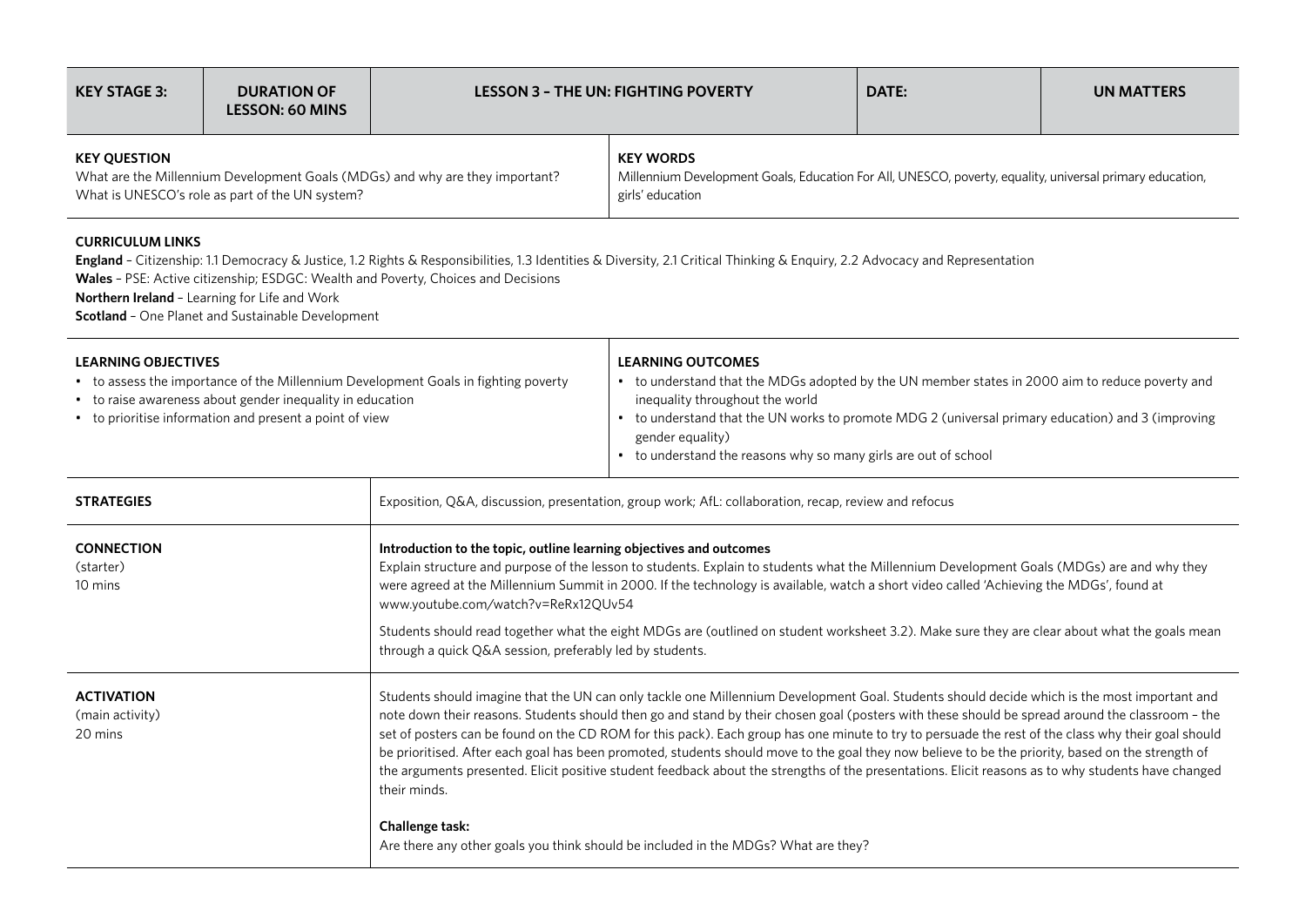| **KEY STAGE 3:** | **DURATION OF LESSON: 60 MINS** | **LESSON 3 – THE UN: FIGHTING POVERTY** | **DATE:** | **UN MATTERS** |
|---|---|---|---|---|

**KEY QUESTION**

What are the Millennium Development Goals (MDGs) and why are they important?
What is UNESCO's role as part of the UN system?

**KEY WORDS**

Millennium Development Goals, Education For All, UNESCO, poverty, equality, universal primary education, girls' education

**CURRICULUM LINKS**

**England** – Citizenship: 1.1 Democracy & Justice, 1.2 Rights & Responsibilities, 1.3 Identities & Diversity, 2.1 Critical Thinking & Enquiry, 2.2 Advocacy and Representation
**Wales** – PSE: Active citizenship; ESDGC: Wealth and Poverty, Choices and Decisions
**Northern Ireland** – Learning for Life and Work
**Scotland** – One Planet and Sustainable Development

**LEARNING OBJECTIVES**

- to assess the importance of the Millennium Development Goals in fighting poverty
- to raise awareness about gender inequality in education
- to prioritise information and present a point of view

**LEARNING OUTCOMES**

- to understand that the MDGs adopted by the UN member states in 2000 aim to reduce poverty and inequality throughout the world
- to understand that the UN works to promote MDG 2 (universal primary education) and 3 (improving gender equality)
- to understand the reasons why so many girls are out of school

| | |
|---|---|
| **STRATEGIES** | Exposition, Q&A, discussion, presentation, group work; AfL: collaboration, recap, review and refocus |
| **CONNECTION** (starter) 10 mins | **Introduction to the topic, outline learning objectives and outcomes**<br>Explain structure and purpose of the lesson to students. Explain to students what the Millennium Development Goals (MDGs) are and why they were agreed at the Millennium Summit in 2000. If the technology is available, watch a short video called 'Achieving the MDGs', found at www.youtube.com/watch?v=ReRx12QUv54<br><br>Students should read together what the eight MDGs are (outlined on student worksheet 3.2). Make sure they are clear about what the goals mean through a quick Q&A session, preferably led by students. |
| **ACTIVATION** (main activity) 20 mins | Students should imagine that the UN can only tackle one Millennium Development Goal. Students should decide which is the most important and note down their reasons. Students should then go and stand by their chosen goal (posters with these should be spread around the classroom – the set of posters can be found on the CD ROM for this pack). Each group has one minute to try to persuade the rest of the class why their goal should be prioritised. After each goal has been promoted, students should move to the goal they now believe to be the priority, based on the strength of the arguments presented. Elicit positive student feedback about the strengths of the presentations. Elicit reasons as to why students have changed their minds.<br><br>**Challenge task:**<br>Are there any other goals you think should be included in the MDGs? What are they? |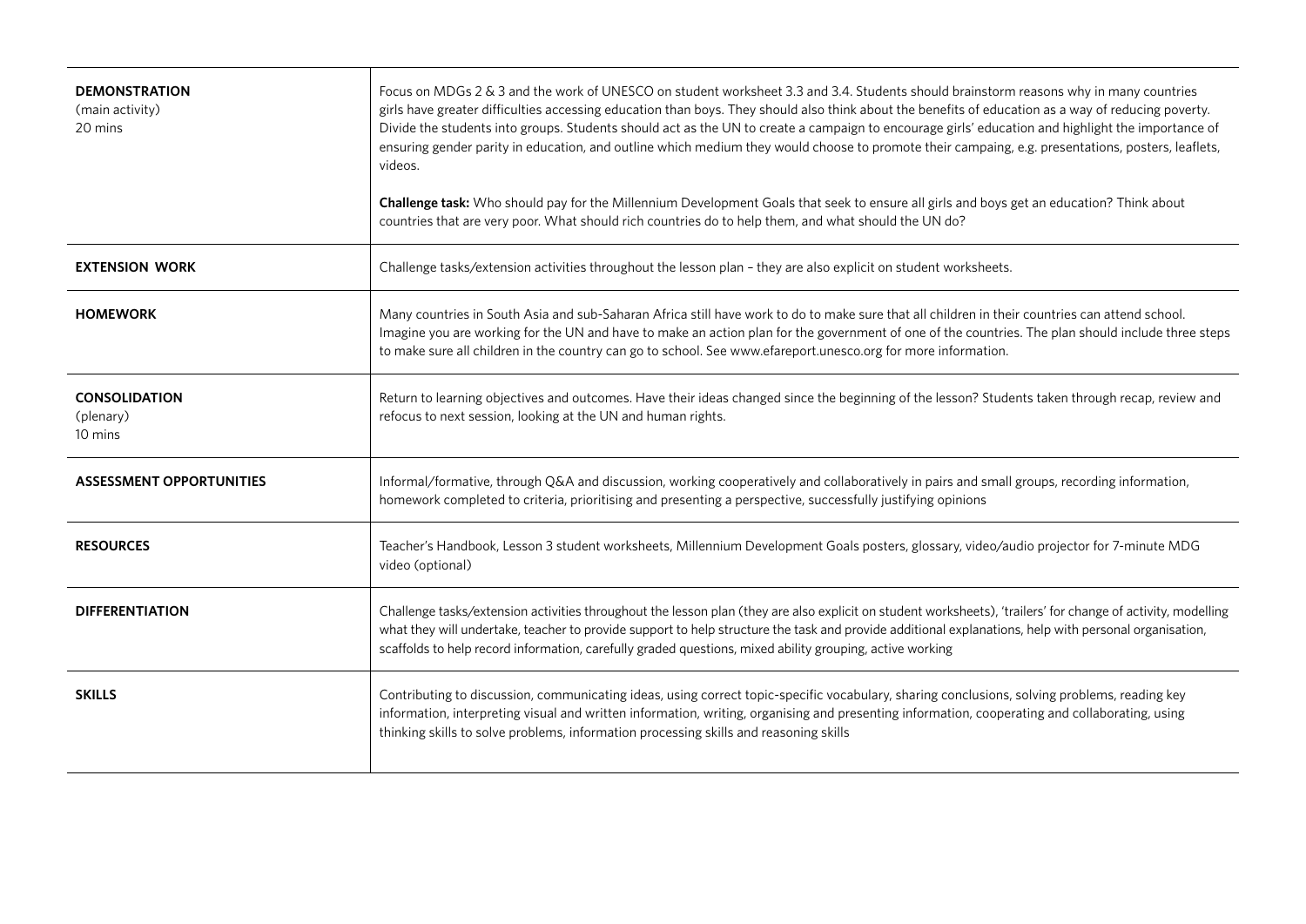| | |
|---|---|
| **DEMONSTRATION**<br>(main activity)<br>20 mins | Focus on MDGs 2 & 3 and the work of UNESCO on student worksheet 3.3 and 3.4. Students should brainstorm reasons why in many countries girls have greater difficulties accessing education than boys. They should also think about the benefits of education as a way of reducing poverty. Divide the students into groups. Students should act as the UN to create a campaign to encourage girls' education and highlight the importance of ensuring gender parity in education, and outline which medium they would choose to promote their campaing, e.g. presentations, posters, leaflets, videos.<br><br>**Challenge task:** Who should pay for the Millennium Development Goals that seek to ensure all girls and boys get an education? Think about countries that are very poor. What should rich countries do to help them, and what should the UN do? |
| **EXTENSION WORK** | Challenge tasks/extension activities throughout the lesson plan – they are also explicit on student worksheets. |
| **HOMEWORK** | Many countries in South Asia and sub-Saharan Africa still have work to do to make sure that all children in their countries can attend school. Imagine you are working for the UN and have to make an action plan for the government of one of the countries. The plan should include three steps to make sure all children in the country can go to school. See www.efareport.unesco.org for more information. |
| **CONSOLIDATION**<br>(plenary)<br>10 mins | Return to learning objectives and outcomes. Have their ideas changed since the beginning of the lesson? Students taken through recap, review and refocus to next session, looking at the UN and human rights. |
| **ASSESSMENT OPPORTUNITIES** | Informal/formative, through Q&A and discussion, working cooperatively and collaboratively in pairs and small groups, recording information, homework completed to criteria, prioritising and presenting a perspective, successfully justifying opinions |
| **RESOURCES** | Teacher's Handbook, Lesson 3 student worksheets, Millennium Development Goals posters, glossary, video/audio projector for 7-minute MDG video (optional) |
| **DIFFERENTIATION** | Challenge tasks/extension activities throughout the lesson plan (they are also explicit on student worksheets), 'trailers' for change of activity, modelling what they will undertake, teacher to provide support to help structure the task and provide additional explanations, help with personal organisation, scaffolds to help record information, carefully graded questions, mixed ability grouping, active working |
| **SKILLS** | Contributing to discussion, communicating ideas, using correct topic-specific vocabulary, sharing conclusions, solving problems, reading key information, interpreting visual and written information, writing, organising and presenting information, cooperating and collaborating, using thinking skills to solve problems, information processing skills and reasoning skills |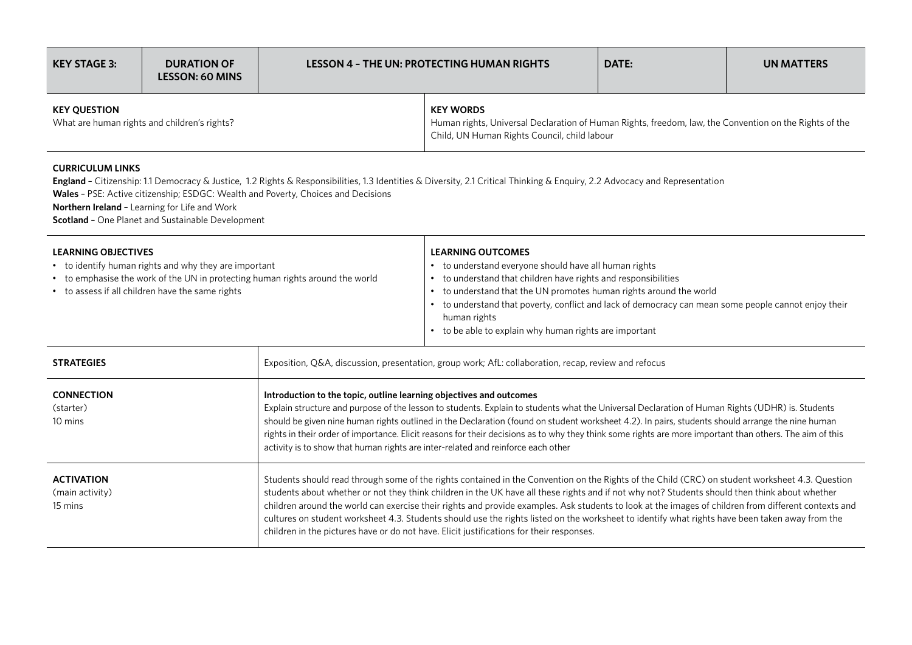| KEY STAGE 3: | DURATION OF LESSON: 60 MINS | LESSON 4 – THE UN: PROTECTING HUMAN RIGHTS | DATE: | UN MATTERS |
|---|---|---|---|---|

**KEY QUESTION**
What are human rights and children's rights?

**KEY WORDS**
Human rights, Universal Declaration of Human Rights, freedom, law, the Convention on the Rights of the Child, UN Human Rights Council, child labour

**CURRICULUM LINKS**
**England** – Citizenship: 1.1 Democracy & Justice, 1.2 Rights & Responsibilities, 1.3 Identities & Diversity, 2.1 Critical Thinking & Enquiry, 2.2 Advocacy and Representation
**Wales** – PSE: Active citizenship; ESDGC: Wealth and Poverty, Choices and Decisions
**Northern Ireland** – Learning for Life and Work
**Scotland** – One Planet and Sustainable Development

**LEARNING OBJECTIVES**
- to identify human rights and why they are important
- to emphasise the work of the UN in protecting human rights around the world
- to assess if all children have the same rights

**LEARNING OUTCOMES**
- to understand everyone should have all human rights
- to understand that children have rights and responsibilities
- to understand that the UN promotes human rights around the world
- to understand that poverty, conflict and lack of democracy can mean some people cannot enjoy their human rights
- to be able to explain why human rights are important

| | |
|---|---|
| **STRATEGIES** | Exposition, Q&A, discussion, presentation, group work; AfL: collaboration, recap, review and refocus |
| **CONNECTION** (starter) 10 mins | **Introduction to the topic, outline learning objectives and outcomes** Explain structure and purpose of the lesson to students. Explain to students what the Universal Declaration of Human Rights (UDHR) is. Students should be given nine human rights outlined in the Declaration (found on student worksheet 4.2). In pairs, students should arrange the nine human rights in their order of importance. Elicit reasons for their decisions as to why they think some rights are more important than others. The aim of this activity is to show that human rights are inter-related and reinforce each other |
| **ACTIVATION** (main activity) 15 mins | Students should read through some of the rights contained in the Convention on the Rights of the Child (CRC) on student worksheet 4.3. Question students about whether or not they think children in the UK have all these rights and if not why not? Students should then think about whether children around the world can exercise their rights and provide examples. Ask students to look at the images of children from different contexts and cultures on student worksheet 4.3. Students should use the rights listed on the worksheet to identify what rights have been taken away from the children in the pictures have or do not have. Elicit justifications for their responses. |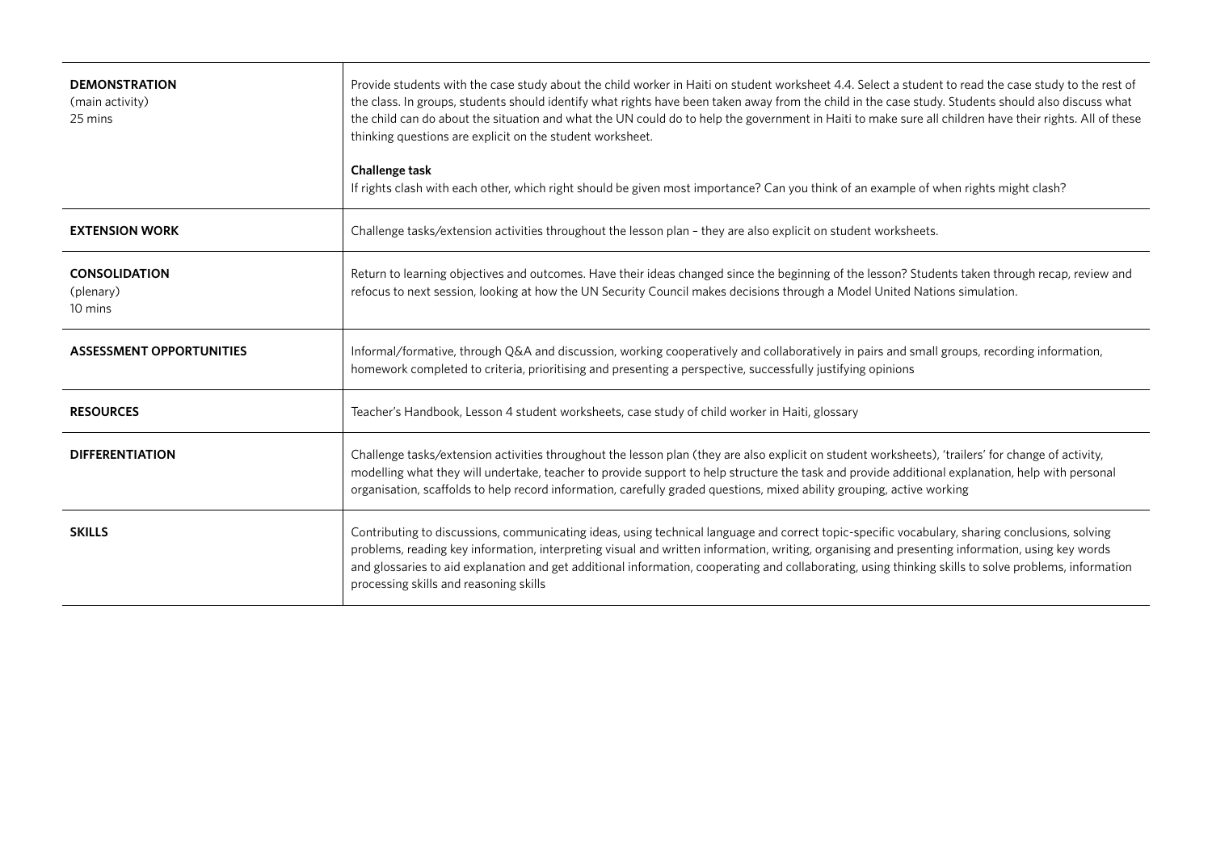| | |
|---|---|
| **DEMONSTRATION**<br>(main activity)<br>25 mins | Provide students with the case study about the child worker in Haiti on student worksheet 4.4. Select a student to read the case study to the rest of the class. In groups, students should identify what rights have been taken away from the child in the case study. Students should also discuss what the child can do about the situation and what the UN could do to help the government in Haiti to make sure all children have their rights. All of these thinking questions are explicit on the student worksheet.<br><br>**Challenge task**<br>If rights clash with each other, which right should be given most importance? Can you think of an example of when rights might clash? |
| **EXTENSION WORK** | Challenge tasks/extension activities throughout the lesson plan – they are also explicit on student worksheets. |
| **CONSOLIDATION**<br>(plenary)<br>10 mins | Return to learning objectives and outcomes. Have their ideas changed since the beginning of the lesson? Students taken through recap, review and refocus to next session, looking at how the UN Security Council makes decisions through a Model United Nations simulation. |
| **ASSESSMENT OPPORTUNITIES** | Informal/formative, through Q&A and discussion, working cooperatively and collaboratively in pairs and small groups, recording information, homework completed to criteria, prioritising and presenting a perspective, successfully justifying opinions |
| **RESOURCES** | Teacher's Handbook, Lesson 4 student worksheets, case study of child worker in Haiti, glossary |
| **DIFFERENTIATION** | Challenge tasks/extension activities throughout the lesson plan (they are also explicit on student worksheets), 'trailers' for change of activity, modelling what they will undertake, teacher to provide support to help structure the task and provide additional explanation, help with personal organisation, scaffolds to help record information, carefully graded questions, mixed ability grouping, active working |
| **SKILLS** | Contributing to discussions, communicating ideas, using technical language and correct topic-specific vocabulary, sharing conclusions, solving problems, reading key information, interpreting visual and written information, writing, organising and presenting information, using key words and glossaries to aid explanation and get additional information, cooperating and collaborating, using thinking skills to solve problems, information processing skills and reasoning skills |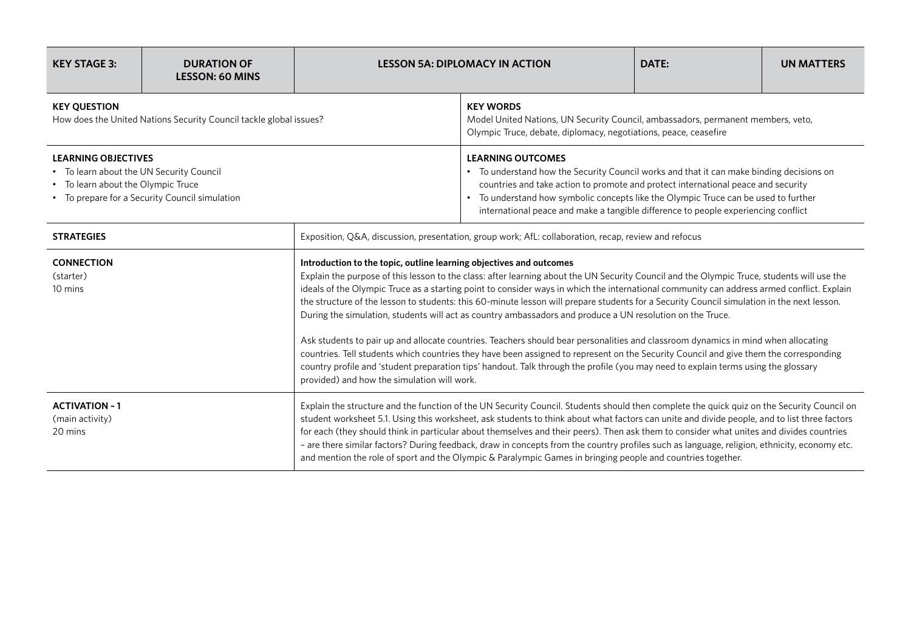| **KEY STAGE 3:** | **DURATION OF LESSON: 60 MINS** | **LESSON 5A: DIPLOMACY IN ACTION** | **DATE:** | **UN MATTERS** |
|---|---|---|---|---|

**KEY QUESTION**
How does the United Nations Security Council tackle global issues?

**KEY WORDS**
Model United Nations, UN Security Council, ambassadors, permanent members, veto, Olympic Truce, debate, diplomacy, negotiations, peace, ceasefire

**LEARNING OBJECTIVES**
- To learn about the UN Security Council
- To learn about the Olympic Truce
- To prepare for a Security Council simulation

**LEARNING OUTCOMES**
- To understand how the Security Council works and that it can make binding decisions on countries and take action to promote and protect international peace and security
- To understand how symbolic concepts like the Olympic Truce can be used to further international peace and make a tangible difference to people experiencing conflict

| | |
|---|---|
| **STRATEGIES** | Exposition, Q&A, discussion, presentation, group work; AfL: collaboration, recap, review and refocus |
| **CONNECTION** (starter) 10 mins | **Introduction to the topic, outline learning objectives and outcomes** Explain the purpose of this lesson to the class: after learning about the UN Security Council and the Olympic Truce, students will use the ideals of the Olympic Truce as a starting point to consider ways in which the international community can address armed conflict. Explain the structure of the lesson to students: this 60-minute lesson will prepare students for a Security Council simulation in the next lesson. During the simulation, students will act as country ambassadors and produce a UN resolution on the Truce.<br><br>Ask students to pair up and allocate countries. Teachers should bear personalities and classroom dynamics in mind when allocating countries. Tell students which countries they have been assigned to represent on the Security Council and give them the corresponding country profile and 'student preparation tips' handout. Talk through the profile (you may need to explain terms using the glossary provided) and how the simulation will work. |
| **ACTIVATION – 1** (main activity) 20 mins | Explain the structure and the function of the UN Security Council. Students should then complete the quick quiz on the Security Council on student worksheet 5.1. Using this worksheet, ask students to think about what factors can unite and divide people, and to list three factors for each (they should think in particular about themselves and their peers). Then ask them to consider what unites and divides countries – are there similar factors? During feedback, draw in concepts from the country profiles such as language, religion, ethnicity, economy etc. and mention the role of sport and the Olympic & Paralympic Games in bringing people and countries together. |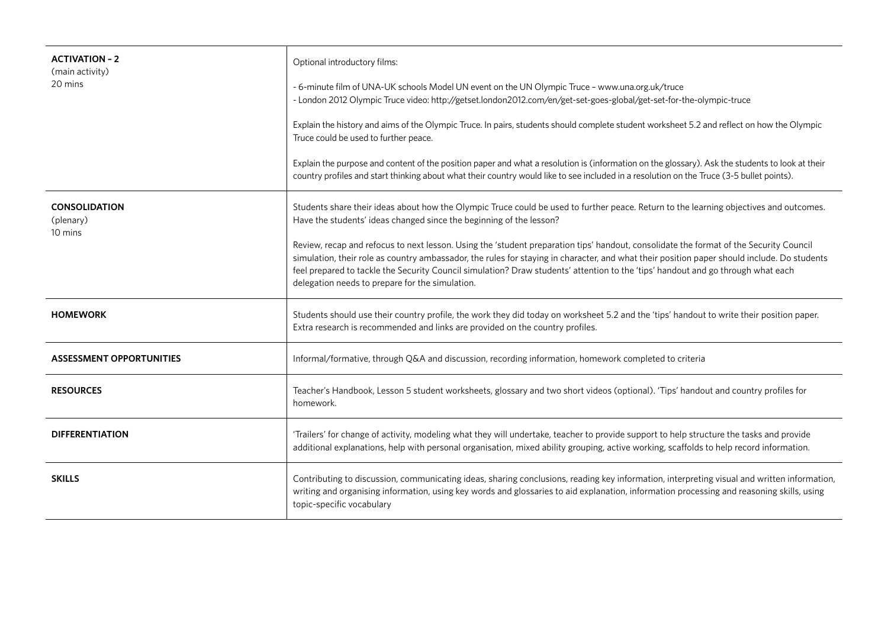| | |
|---|---|
| **ACTIVATION – 2**<br>(main activity)<br>20 mins | Optional introductory films:<br><br>- 6-minute film of UNA-UK schools Model UN event on the UN Olympic Truce – www.una.org.uk/truce<br>- London 2012 Olympic Truce video: http://getset.london2012.com/en/get-set-goes-global/get-set-for-the-olympic-truce<br><br>Explain the history and aims of the Olympic Truce. In pairs, students should complete student worksheet 5.2 and reflect on how the Olympic Truce could be used to further peace.<br><br>Explain the purpose and content of the position paper and what a resolution is (information on the glossary). Ask the students to look at their country profiles and start thinking about what their country would like to see included in a resolution on the Truce (3-5 bullet points). |
| **CONSOLIDATION**<br>(plenary)<br>10 mins | Students share their ideas about how the Olympic Truce could be used to further peace. Return to the learning objectives and outcomes. Have the students' ideas changed since the beginning of the lesson?<br><br>Review, recap and refocus to next lesson. Using the 'student preparation tips' handout, consolidate the format of the Security Council simulation, their role as country ambassador, the rules for staying in character, and what their position paper should include. Do students feel prepared to tackle the Security Council simulation? Draw students' attention to the 'tips' handout and go through what each delegation needs to prepare for the simulation. |
| **HOMEWORK** | Students should use their country profile, the work they did today on worksheet 5.2 and the 'tips' handout to write their position paper. Extra research is recommended and links are provided on the country profiles. |
| **ASSESSMENT OPPORTUNITIES** | Informal/formative, through Q&A and discussion, recording information, homework completed to criteria |
| **RESOURCES** | Teacher's Handbook, Lesson 5 student worksheets, glossary and two short videos (optional). 'Tips' handout and country profiles for homework. |
| **DIFFERENTIATION** | 'Trailers' for change of activity, modeling what they will undertake, teacher to provide support to help structure the tasks and provide additional explanations, help with personal organisation, mixed ability grouping, active working, scaffolds to help record information. |
| **SKILLS** | Contributing to discussion, communicating ideas, sharing conclusions, reading key information, interpreting visual and written information, writing and organising information, using key words and glossaries to aid explanation, information processing and reasoning skills, using topic-specific vocabulary |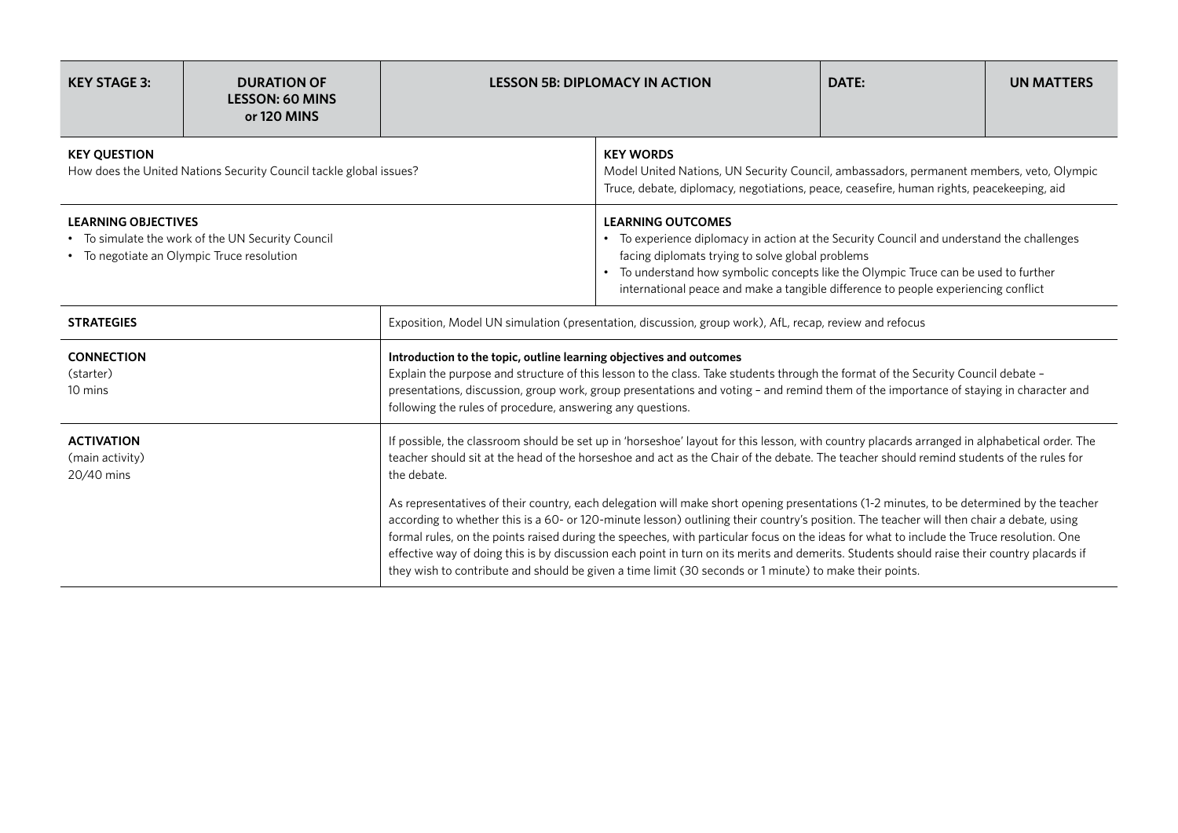| KEY STAGE 3: | DURATION OF LESSON: 60 MINS or 120 MINS | LESSON 5B: DIPLOMACY IN ACTION | DATE: | UN MATTERS |
|---|---|---|---|---|

| **KEY QUESTION**<br>How does the United Nations Security Council tackle global issues? | **KEY WORDS**<br>Model United Nations, UN Security Council, ambassadors, permanent members, veto, Olympic Truce, debate, diplomacy, negotiations, peace, ceasefire, human rights, peacekeeping, aid |
|---|---|
| **LEARNING OBJECTIVES**<br>• To simulate the work of the UN Security Council<br>• To negotiate an Olympic Truce resolution | **LEARNING OUTCOMES**<br>• To experience diplomacy in action at the Security Council and understand the challenges facing diplomats trying to solve global problems<br>• To understand how symbolic concepts like the Olympic Truce can be used to further international peace and make a tangible difference to people experiencing conflict |

| | |
|---|---|
| **STRATEGIES** | Exposition, Model UN simulation (presentation, discussion, group work), AfL, recap, review and refocus |
| **CONNECTION**<br>(starter)<br>10 mins | **Introduction to the topic, outline learning objectives and outcomes**<br>Explain the purpose and structure of this lesson to the class. Take students through the format of the Security Council debate – presentations, discussion, group work, group presentations and voting – and remind them of the importance of staying in character and following the rules of procedure, answering any questions. |
| **ACTIVATION**<br>(main activity)<br>20/40 mins | If possible, the classroom should be set up in 'horseshoe' layout for this lesson, with country placards arranged in alphabetical order. The teacher should sit at the head of the horseshoe and act as the Chair of the debate. The teacher should remind students of the rules for the debate.<br><br>As representatives of their country, each delegation will make short opening presentations (1-2 minutes, to be determined by the teacher according to whether this is a 60- or 120-minute lesson) outlining their country's position. The teacher will then chair a debate, using formal rules, on the points raised during the speeches, with particular focus on the ideas for what to include the Truce resolution. One effective way of doing this is by discussion each point in turn on its merits and demerits. Students should raise their country placards if they wish to contribute and should be given a time limit (30 seconds or 1 minute) to make their points. |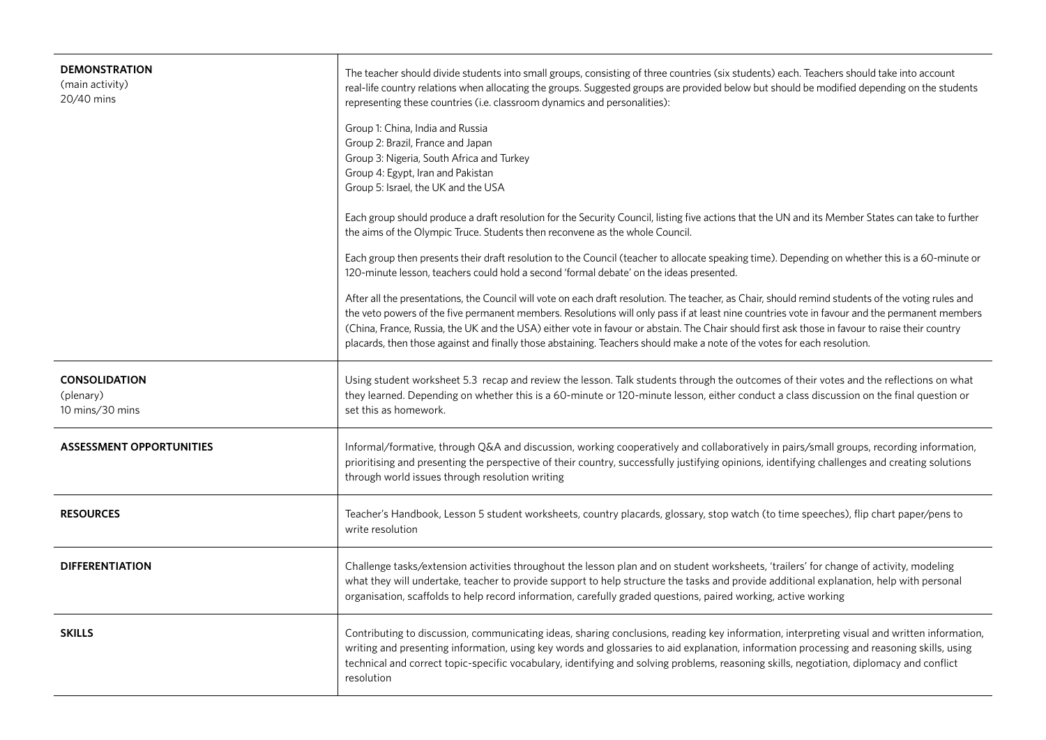| | |
|---|---|
| **DEMONSTRATION**<br>(main activity)<br>20/40 mins | The teacher should divide students into small groups, consisting of three countries (six students) each. Teachers should take into account real-life country relations when allocating the groups. Suggested groups are provided below but should be modified depending on the students representing these countries (i.e. classroom dynamics and personalities):<br><br>Group 1: China, India and Russia<br>Group 2: Brazil, France and Japan<br>Group 3: Nigeria, South Africa and Turkey<br>Group 4: Egypt, Iran and Pakistan<br>Group 5: Israel, the UK and the USA<br><br>Each group should produce a draft resolution for the Security Council, listing five actions that the UN and its Member States can take to further the aims of the Olympic Truce. Students then reconvene as the whole Council.<br><br>Each group then presents their draft resolution to the Council (teacher to allocate speaking time). Depending on whether this is a 60-minute or 120-minute lesson, teachers could hold a second 'formal debate' on the ideas presented.<br><br>After all the presentations, the Council will vote on each draft resolution. The teacher, as Chair, should remind students of the voting rules and the veto powers of the five permanent members. Resolutions will only pass if at least nine countries vote in favour and the permanent members (China, France, Russia, the UK and the USA) either vote in favour or abstain. The Chair should first ask those in favour to raise their country placards, then those against and finally those abstaining. Teachers should make a note of the votes for each resolution. |
| **CONSOLIDATION**<br>(plenary)<br>10 mins/30 mins | Using student worksheet 5.3 recap and review the lesson. Talk students through the outcomes of their votes and the reflections on what they learned. Depending on whether this is a 60-minute or 120-minute lesson, either conduct a class discussion on the final question or set this as homework. |
| **ASSESSMENT OPPORTUNITIES** | Informal/formative, through Q&A and discussion, working cooperatively and collaboratively in pairs/small groups, recording information, prioritising and presenting the perspective of their country, successfully justifying opinions, identifying challenges and creating solutions through world issues through resolution writing |
| **RESOURCES** | Teacher's Handbook, Lesson 5 student worksheets, country placards, glossary, stop watch (to time speeches), flip chart paper/pens to write resolution |
| **DIFFERENTIATION** | Challenge tasks/extension activities throughout the lesson plan and on student worksheets, 'trailers' for change of activity, modeling what they will undertake, teacher to provide support to help structure the tasks and provide additional explanation, help with personal organisation, scaffolds to help record information, carefully graded questions, paired working, active working |
| **SKILLS** | Contributing to discussion, communicating ideas, sharing conclusions, reading key information, interpreting visual and written information, writing and presenting information, using key words and glossaries to aid explanation, information processing and reasoning skills, using technical and correct topic-specific vocabulary, identifying and solving problems, reasoning skills, negotiation, diplomacy and conflict resolution |